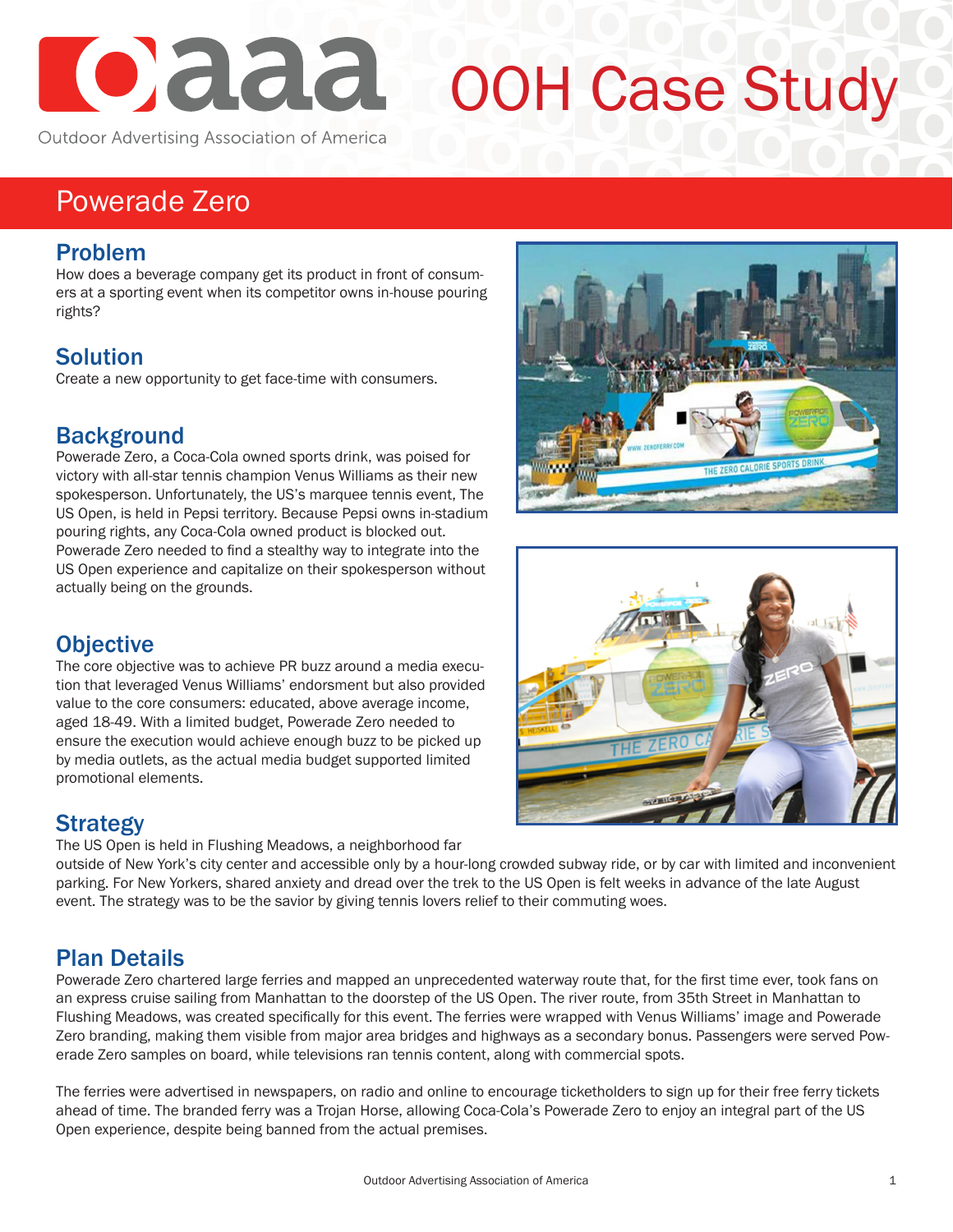# OOH Case Study

Outdoor Advertising Association of America

## Powerade Zero

### Problem

How does a beverage company get its product in front of consumers at a sporting event when its competitor owns in-house pouring rights?

### Solution

Create a new opportunity to get face-time with consumers.

### Background

Powerade Zero, a Coca-Cola owned sports drink, was poised for victory with all-star tennis champion Venus Williams as their new spokesperson. Unfortunately, the US's marquee tennis event, The US Open, is held in Pepsi territory. Because Pepsi owns in-stadium pouring rights, any Coca-Cola owned product is blocked out. Powerade Zero needed to find a stealthy way to integrate into the US Open experience and capitalize on their spokesperson without actually being on the grounds.

### Objective

The core objective was to achieve PR buzz around a media execution that leveraged Venus Williams' endorsment but also provided value to the core consumers: educated, above average income, aged 18-49. With a limited budget, Powerade Zero needed to ensure the execution would achieve enough buzz to be picked up by media outlets, as the actual media budget supported limited promotional elements.

### Strategy

The US Open is held in Flushing Meadows, a neighborhood far outside of New York's city center and accessible only by a hour-long crowded subway ride, or by car with limited and inconvenient parking. For New Yorkers, shared anxiety and dread over the trek to the US Open is felt weeks in advance of the late August event. The strategy was to be the savior by giving tennis lovers relief to their commuting woes.

### Plan Details

Powerade Zero chartered large ferries and mapped an unprecedented waterway route that, for the first time ever, took fans on an express cruise sailing from Manhattan to the doorstep of the US Open. The river route, from 35th Street in Manhattan to Flushing Meadows, was created specifically for this event. The ferries were wrapped with Venus Williams' image and Powerade Zero branding, making them visible from major area bridges and highways as a secondary bonus. Passengers were served Powerade Zero samples on board, while televisions ran tennis content, along with commercial spots.

The ferries were advertised in newspapers, on radio and online to encourage ticketholders to sign up for their free ferry tickets ahead of time. The branded ferry was a Trojan Horse, allowing Coca-Cola's Powerade Zero to enjoy an integral part of the US Open experience, despite being banned from the actual premises.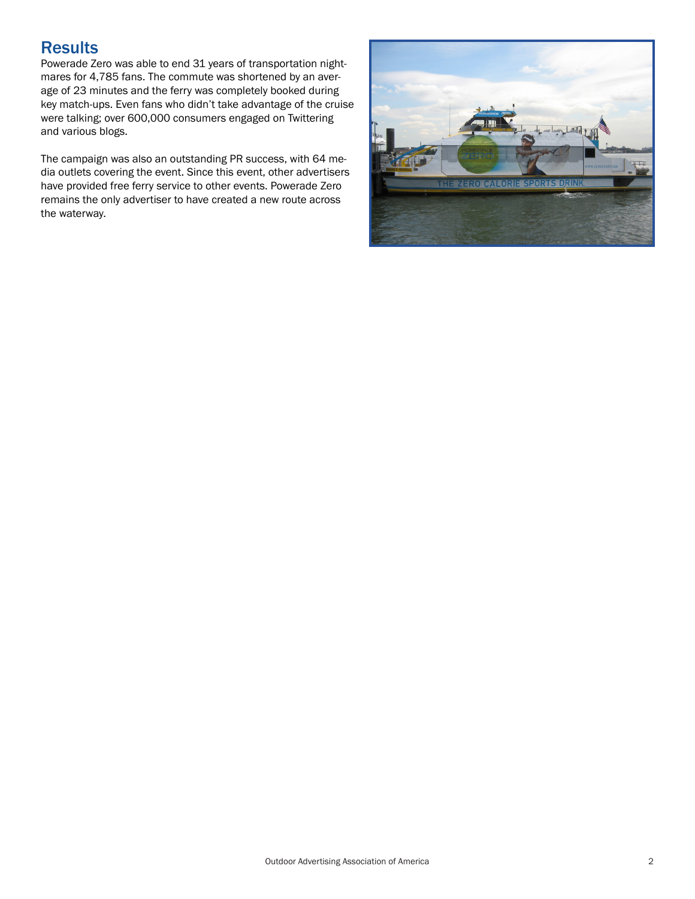## Results

Powerade Zero was able to end 31 years of transportation nightmares for 4,785 fans. The commute was shortened by an average of 23 minutes and the ferry was completely booked during key match-ups. Even fans who didn't take advantage of the cruise were talking; over 600,000 consumers engaged on Twittering and various blogs.

The campaign was also an outstanding PR success, with 64 media outlets covering the event. Since this event, other advertisers have provided free ferry service to other events. Powerade Zero remains the only advertiser to have created a new route across the waterway.